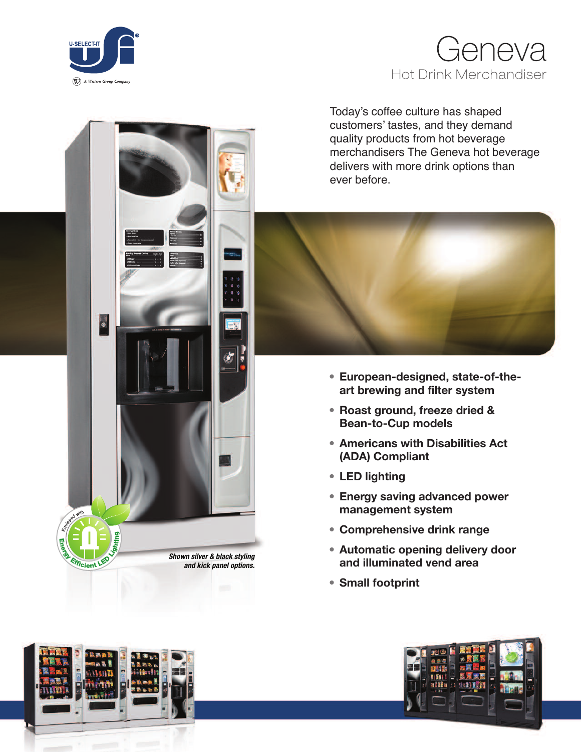# Geneva

## Hot Drink Merchandiser

Today's coffee culture has shaped customers' tastes, and they demand quality products from hot beverage merchandisers The Geneva hot beverage delivers with more drink options than ever before.

- **European-designed, state-of-the-art brewing and filter system**
- **Roast ground, freeze dried & Bean-to-Cup models**
- **Americans with Disabilities Act (ADA) Compliant**
- **LED lighting**
- **Energy saving advanced power management system**
- **Comprehensive drink range**
- **Automatic opening delivery door and illuminated vend area**
- **Small footprint**

*Shown silver & black styling and kick panel options.*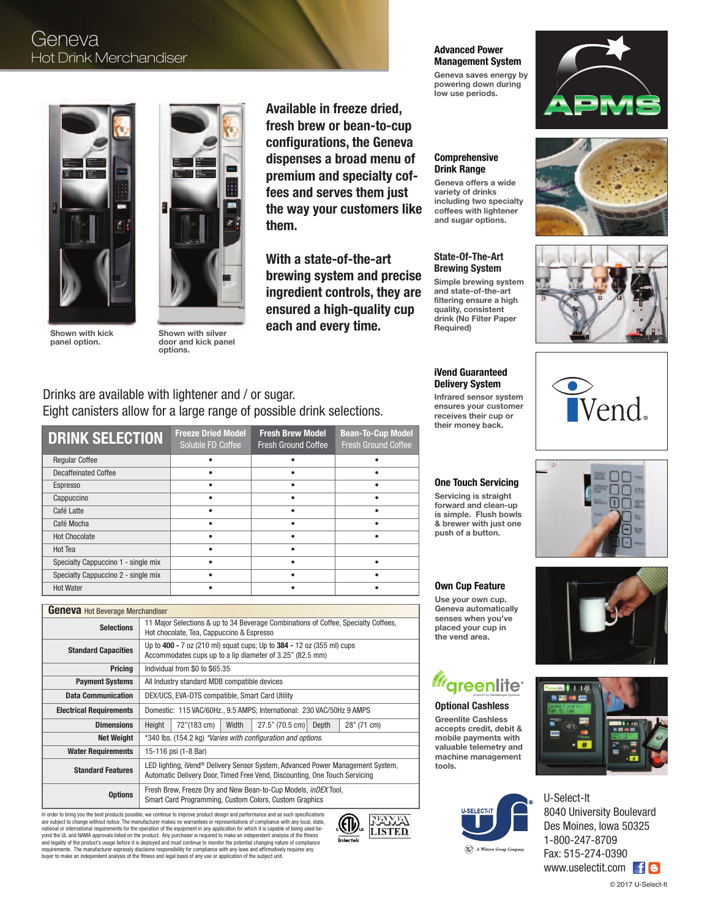# Geneva
## Hot Drink Merchandiser

Shown with kick panel option.

Shown with silver door and kick panel options.

**Available in freeze dried, fresh brew or bean-to-cup configurations, the Geneva dispenses a broad menu of premium and specialty coffees and serves them just the way your customers like them.**

**With a state-of-the-art brewing system and precise ingredient controls, they are ensured a high-quality cup each and every time.**

### Advanced Power Management System

Geneva saves energy by powering down during low use periods.

### Comprehensive Drink Range

Geneva offers a wide variety of drinks including two specialty coffees with lightener and sugar options.

### State-Of-The-Art Brewing System

Simple brewing system and state-of-the-art filtering ensure a high quality, consistent drink (No Filter Paper Required)

### iVend Guaranteed Delivery System

Infrared sensor system ensures your customer receives their cup or their money back.

### One Touch Servicing

Servicing is straight forward and clean-up is simple. Flush bowls & brewer with just one push of a button.

### Own Cup Feature

Use your own cup. Geneva automatically senses when you've placed your cup in the vend area.

### Optional Cashless

Greenlite Cashless accepts credit, debit & mobile payments with valuable telemetry and machine management tools.

Drinks are available with lightener and / or sugar.
Eight canisters allow for a large range of possible drink selections.

| DRINK SELECTION | Freeze Dried Model Soluble FD Coffee | Fresh Brew Model Fresh Ground Coffee | Bean-To-Cup Model Fresh Ground Coffee |
|---|---|---|---|
| Regular Coffee | • | • | • |
| Decaffeinated Coffee | • | • | • |
| Espresso | • | • | • |
| Cappuccino | • | • | • |
| Café Latte | • | • | • |
| Café Mocha | • | • | • |
| Hot Chocolate | • | • | • |
| Hot Tea | • | • | |
| Specialty Cappuccino 1 - single mix | • | • | • |
| Specialty Cappuccino 2 - single mix | • | • | • |
| Hot Water | • | • | • |

| **Geneva** Hot Beverage Merchandiser | |
|---|---|
| **Selections** | 11 Major Selections & up to 34 Beverage Combinations of Coffee, Specialty Coffees, Hot chocolate, Tea, Cappuccino & Espresso |
| **Standard Capacities** | Up to **400** - 7 oz (210 ml) squat cups; Up to **384** - 12 oz (355 ml) cups. Accommodates cups up to a lip diameter of 3.25" (82.5 mm) |
| **Pricing** | Individual from \$0 to \$65.35 |
| **Payment Systems** | All Industry standard MDB compatible devices |
| **Data Communication** | DEX/UCS, EVA-DTS compatible, Smart Card Utility |
| **Electrical Requirements** | Domestic: 115 VAC/60Hz., 9.5 AMPS; International: 230 VAC/50Hz 9 AMPS |
| **Dimensions** | Height 72"(183 cm); Width 27.5" (70.5 cm); Depth 28" (71 cm) |
| **Net Weight** | *340 lbs. (154.2 kg) *\*Varies with configuration and options.* |
| **Water Requirements** | 15-116 psi (1-8 Bar) |
| **Standard Features** | LED lighting, iVend® Delivery Sensor System, Advanced Power Management System, Automatic Delivery Door, Timed Free Vend, Discounting, One Touch Servicing |
| **Options** | Fresh Brew, Freeze Dry and New Bean-to-Cup Models, *inDEX* Tool, Smart Card Programming, Custom Colors, Custom Graphics |

In order to bring you the best products possible, we continue to improve product design and performance and as such specifications are subject to change without notice. The manufacturer makes no warranties or representations of compliance with any local, state, national or international requirements for the operation of the equipment in any application for which it is capable of being used beyond the UL and NAMA approvals listed on the product. Any purchaser is required to make an independent analysis of the fitness and legality of the product's usage before it is deployed and must continue to monitor the potential changing nature of compliance requirements. The manufacturer expressly disclaims responsibility for compliance with any laws and affirmatively requires any buyer to make an independent analysis of the fitness and legal basis of any use or application of the subject unit.

NAMA LISTED

U-Select-It
8040 University Boulevard
Des Moines, Iowa 50325
1-800-247-8709
Fax: 515-274-0390
www.uselectit.com

A Wittern Group Company

© 2017 U-Select-It